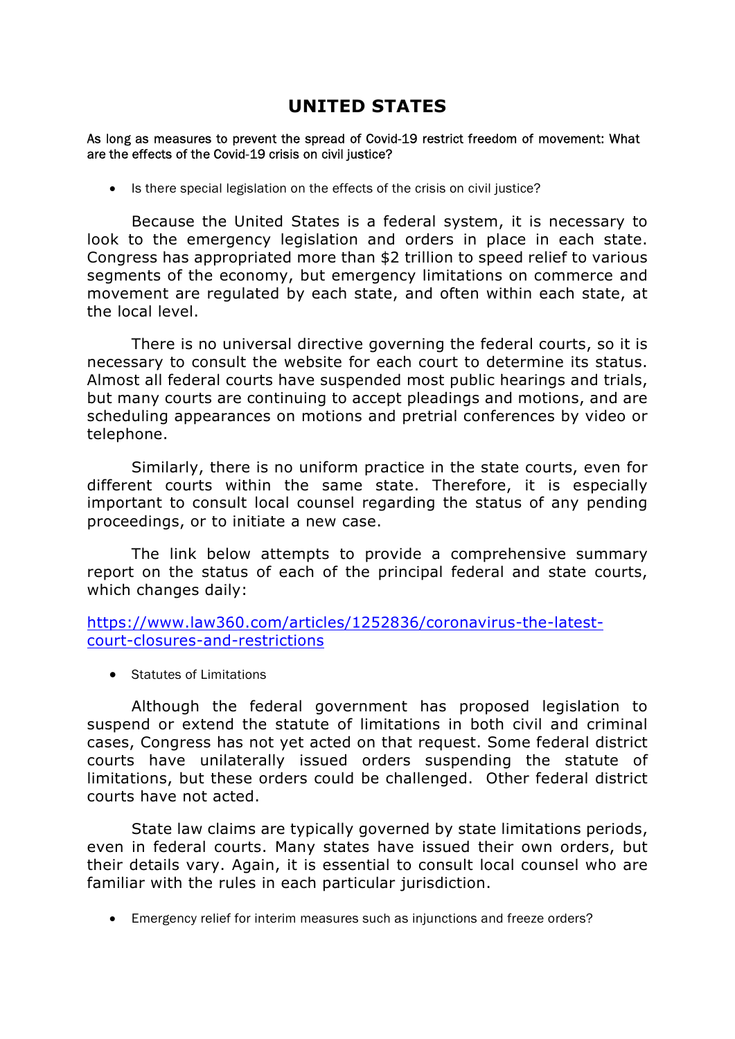# UNITED STATES

As long as measures to prevent the spread of Covid-19 restrict freedom of movement: What are the effects of the Covid-19 crisis on civil justice?

- Is there special legislation on the effects of the crisis on civil justice?

Because the United States is a federal system, it is necessary to look to the emergency legislation and orders in place in each state. Congress has appropriated more than $2 trillion to speed relief to various segments of the economy, but emergency limitations on commerce and movement are regulated by each state, and often within each state, at the local level.

There is no universal directive governing the federal courts, so it is necessary to consult the website for each court to determine its status. Almost all federal courts have suspended most public hearings and trials, but many courts are continuing to accept pleadings and motions, and are scheduling appearances on motions and pretrial conferences by video or telephone.

Similarly, there is no uniform practice in the state courts, even for different courts within the same state. Therefore, it is especially important to consult local counsel regarding the status of any pending proceedings, or to initiate a new case.

The link below attempts to provide a comprehensive summary report on the status of each of the principal federal and state courts, which changes daily:

[https://www.law360.com/articles/1252836/coronavirus-the-latest-court-closures-and-restrictions](https://www.law360.com/articles/1252836/coronavirus-the-latest-court-closures-and-restrictions)

- Statutes of Limitations

Although the federal government has proposed legislation to suspend or extend the statute of limitations in both civil and criminal cases, Congress has not yet acted on that request. Some federal district courts have unilaterally issued orders suspending the statute of limitations, but these orders could be challenged. Other federal district courts have not acted.

State law claims are typically governed by state limitations periods, even in federal courts. Many states have issued their own orders, but their details vary. Again, it is essential to consult local counsel who are familiar with the rules in each particular jurisdiction.

- Emergency relief for interim measures such as injunctions and freeze orders?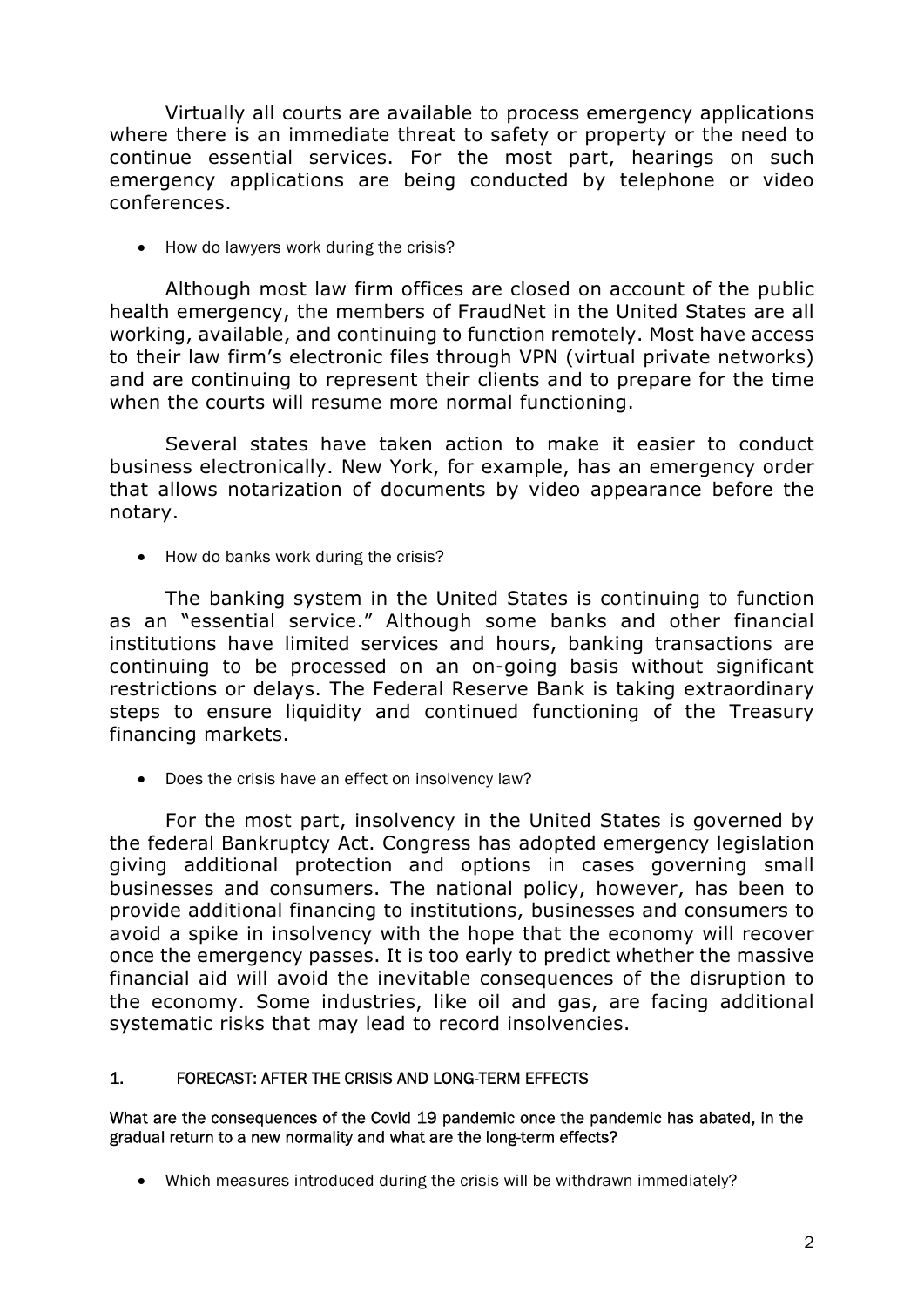Virtually all courts are available to process emergency applications where there is an immediate threat to safety or property or the need to continue essential services. For the most part, hearings on such emergency applications are being conducted by telephone or video conferences.

- How do lawyers work during the crisis?

Although most law firm offices are closed on account of the public health emergency, the members of FraudNet in the United States are all working, available, and continuing to function remotely. Most have access to their law firm's electronic files through VPN (virtual private networks) and are continuing to represent their clients and to prepare for the time when the courts will resume more normal functioning.

Several states have taken action to make it easier to conduct business electronically. New York, for example, has an emergency order that allows notarization of documents by video appearance before the notary.

- How do banks work during the crisis?

The banking system in the United States is continuing to function as an "essential service." Although some banks and other financial institutions have limited services and hours, banking transactions are continuing to be processed on an on-going basis without significant restrictions or delays. The Federal Reserve Bank is taking extraordinary steps to ensure liquidity and continued functioning of the Treasury financing markets.

- Does the crisis have an effect on insolvency law?

For the most part, insolvency in the United States is governed by the federal Bankruptcy Act. Congress has adopted emergency legislation giving additional protection and options in cases governing small businesses and consumers. The national policy, however, has been to provide additional financing to institutions, businesses and consumers to avoid a spike in insolvency with the hope that the economy will recover once the emergency passes. It is too early to predict whether the massive financial aid will avoid the inevitable consequences of the disruption to the economy. Some industries, like oil and gas, are facing additional systematic risks that may lead to record insolvencies.

## 1. FORECAST: AFTER THE CRISIS AND LONG-TERM EFFECTS

**What are the consequences of the Covid 19 pandemic once the pandemic has abated, in the gradual return to a new normality and what are the long-term effects?**

- Which measures introduced during the crisis will be withdrawn immediately?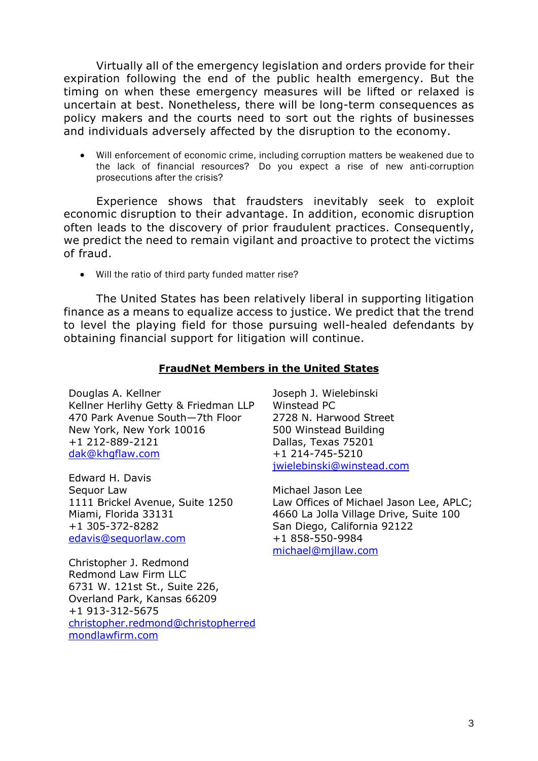Virtually all of the emergency legislation and orders provide for their expiration following the end of the public health emergency. But the timing on when these emergency measures will be lifted or relaxed is uncertain at best. Nonetheless, there will be long-term consequences as policy makers and the courts need to sort out the rights of businesses and individuals adversely affected by the disruption to the economy.

- Will enforcement of economic crime, including corruption matters be weakened due to the lack of financial resources? Do you expect a rise of new anti-corruption prosecutions after the crisis?

Experience shows that fraudsters inevitably seek to exploit economic disruption to their advantage. In addition, economic disruption often leads to the discovery of prior fraudulent practices. Consequently, we predict the need to remain vigilant and proactive to protect the victims of fraud.

- Will the ratio of third party funded matter rise?

The United States has been relatively liberal in supporting litigation finance as a means to equalize access to justice. We predict that the trend to level the playing field for those pursuing well-healed defendants by obtaining financial support for litigation will continue.

**FraudNet Members in the United States**

Douglas A. Kellner
Kellner Herlihy Getty & Friedman LLP
470 Park Avenue South—7th Floor
New York, New York 10016
+1 212-889-2121
dak@khgflaw.com

Edward H. Davis
Sequor Law
1111 Brickel Avenue, Suite 1250
Miami, Florida 33131
+1 305-372-8282
edavis@sequorlaw.com

Christopher J. Redmond
Redmond Law Firm LLC
6731 W. 121st St., Suite 226,
Overland Park, Kansas 66209
+1 913-312-5675
christopher.redmond@christopherredmondlawfirm.com

Joseph J. Wielebinski
Winstead PC
2728 N. Harwood Street
500 Winstead Building
Dallas, Texas 75201
+1 214-745-5210
jwielebinski@winstead.com

Michael Jason Lee
Law Offices of Michael Jason Lee, APLC;
4660 La Jolla Village Drive, Suite 100
San Diego, California 92122
+1 858-550-9984
michael@mjllaw.com